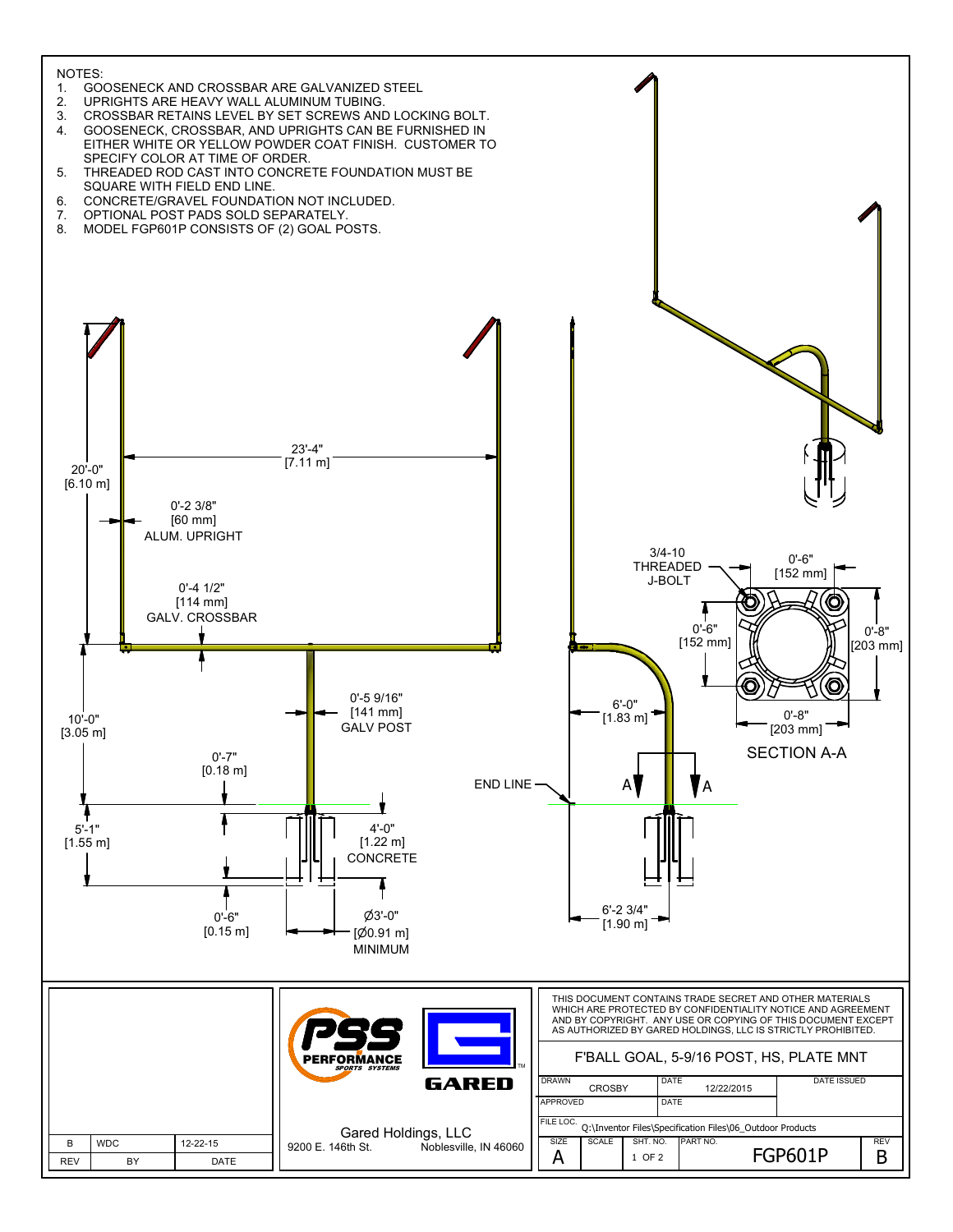NOTES:

1. GOOSENECK AND CROSSBAR ARE GALVANIZED STEEL
2. UPRIGHTS ARE HEAVY WALL ALUMINUM TUBING.
3. CROSSBAR RETAINS LEVEL BY SET SCREWS AND LOCKING BOLT.
4. GOOSENECK, CROSSBAR, AND UPRIGHTS CAN BE FURNISHED IN EITHER WHITE OR YELLOW POWDER COAT FINISH. CUSTOMER TO SPECIFY COLOR AT TIME OF ORDER.
5. THREADED ROD CAST INTO CONCRETE FOUNDATION MUST BE SQUARE WITH FIELD END LINE.
6. CONCRETE/GRAVEL FOUNDATION NOT INCLUDED.
7. OPTIONAL POST PADS SOLD SEPARATELY.
8. MODEL FGP601P CONSISTS OF (2) GOAL POSTS.

23'-4" [7.11 m]

20'-0" [6.10 m]

0'-2 3/8" [60 mm] ALUM. UPRIGHT

0'-4 1/2" [114 mm] GALV. CROSSBAR

0'-5 9/16" [141 mm] GALV POST

10'-0" [3.05 m]

0'-7" [0.18 m]

5'-1" [1.55 m]

4'-0" [1.22 m] CONCRETE

0'-6" [0.15 m]

Ø3'-0" [Ø0.91 m] MINIMUM

END LINE

6'-0" [1.83 m]

6'-2 3/4" [1.90 m]

3/4-10 THREADED J-BOLT

0'-6" [152 mm]

0'-6" [152 mm]

0'-8" [203 mm]

0'-8" [203 mm]

SECTION A-A

PSS PERFORMANCE SPORTS SYSTEMS

GARED

Gared Holdings, LLC
9200 E. 146th St. Noblesville, IN 46060

THIS DOCUMENT CONTAINS TRADE SECRET AND OTHER MATERIALS WHICH ARE PROTECTED BY CONFIDENTIALITY NOTICE AND AGREEMENT AND BY COPYRIGHT. ANY USE OR COPYING OF THIS DOCUMENT EXCEPT AS AUTHORIZED BY GARED HOLDINGS, LLC IS STRICTLY PROHIBITED.

F'BALL GOAL, 5-9/16 POST, HS, PLATE MNT

| DRAWN | CROSBY | DATE | 12/22/2015 | DATE ISSUED |
|---|---|---|---|---|
| APPROVED | | DATE | | |

FILE LOC. Q:\Inventor Files\Specification Files\06_Outdoor Products

| SIZE | SCALE | SHT. NO. | PART NO. | REV |
|---|---|---|---|---|
| A | | 1 OF 2 | FGP601P | B |

| REV | BY | DATE |
|---|---|---|
| B | WDC | 12-22-15 |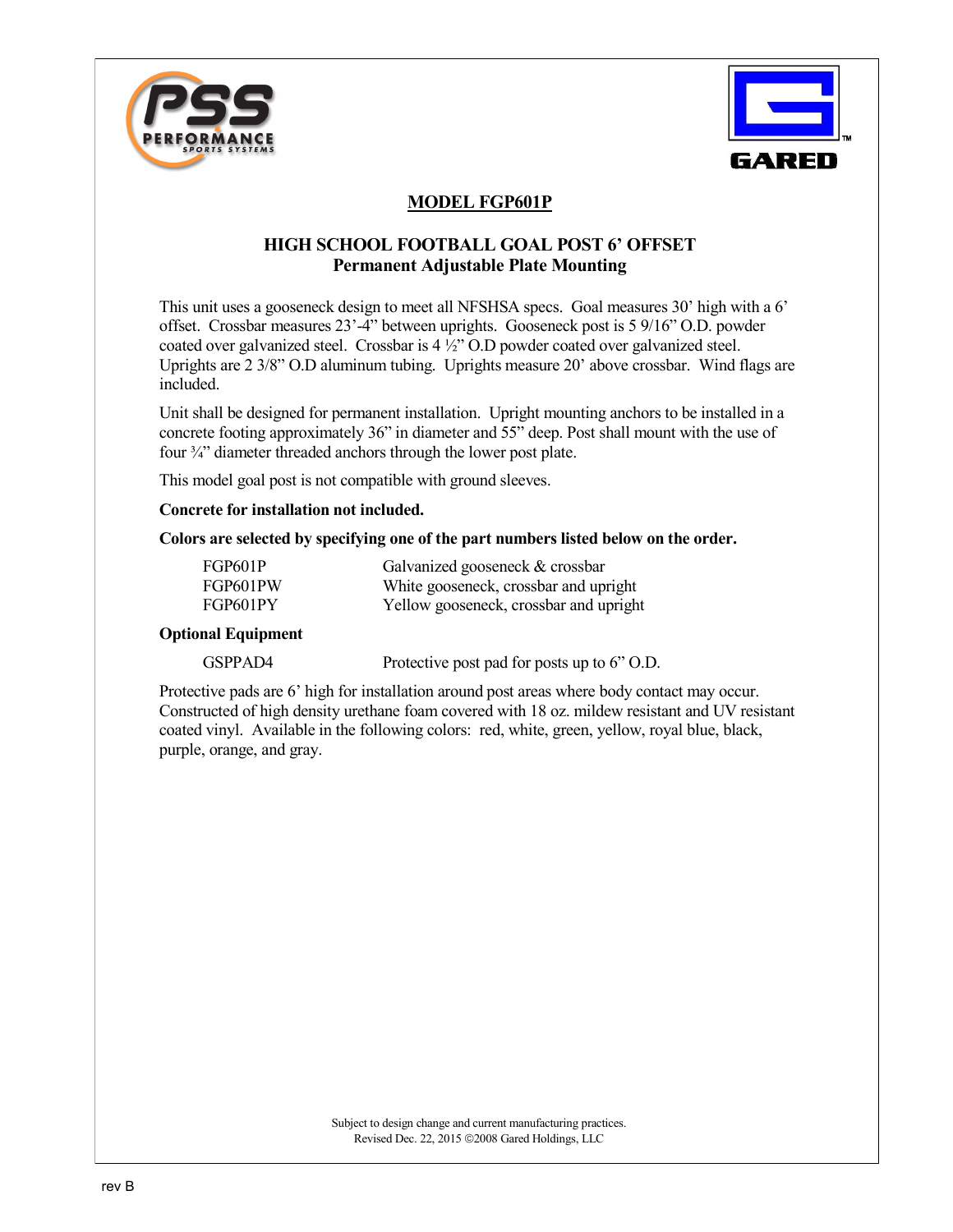## MODEL FGP601P

### HIGH SCHOOL FOOTBALL GOAL POST 6' OFFSET
### Permanent Adjustable Plate Mounting

This unit uses a gooseneck design to meet all NFSHSA specs. Goal measures 30' high with a 6' offset. Crossbar measures 23'-4" between uprights. Gooseneck post is 5 9/16" O.D. powder coated over galvanized steel. Crossbar is 4 ½" O.D powder coated over galvanized steel. Uprights are 2 3/8" O.D aluminum tubing. Uprights measure 20' above crossbar. Wind flags are included.

Unit shall be designed for permanent installation. Upright mounting anchors to be installed in a concrete footing approximately 36" in diameter and 55" deep. Post shall mount with the use of four ¾" diameter threaded anchors through the lower post plate.

This model goal post is not compatible with ground sleeves.

**Concrete for installation not included.**

**Colors are selected by specifying one of the part numbers listed below on the order.**

| | |
|---|---|
| FGP601P | Galvanized gooseneck & crossbar |
| FGP601PW | White gooseneck, crossbar and upright |
| FGP601PY | Yellow gooseneck, crossbar and upright |

**Optional Equipment**

| | |
|---|---|
| GSPPAD4 | Protective post pad for posts up to 6" O.D. |

Protective pads are 6' high for installation around post areas where body contact may occur. Constructed of high density urethane foam covered with 18 oz. mildew resistant and UV resistant coated vinyl. Available in the following colors: red, white, green, yellow, royal blue, black, purple, orange, and gray.

Subject to design change and current manufacturing practices.
Revised Dec. 22, 2015 ©2008 Gared Holdings, LLC

rev B